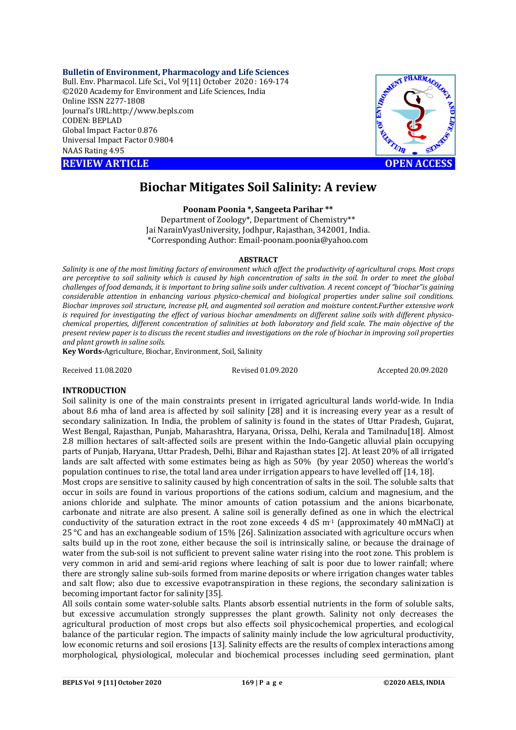Bulletin of Environment, Pharmacology and Life Sciences
Bull. Env. Pharmacol. Life Sci., Vol 9[11] October 2020 : 169-174
©2020 Academy for Environment and Life Sciences, India
Online ISSN 2277-1808
Journal's URL:http://www.bepls.com
CODEN: BEPLAD
Global Impact Factor 0.876
Universal Impact Factor 0.9804
NAAS Rating 4.95

**REVIEW ARTICLE** **OPEN ACCESS**

# Biochar Mitigates Soil Salinity: A review

**Poonam Poonia \*, Sangeeta Parihar \*\***

Department of Zoology\*, Department of Chemistry\*\*
Jai NarainVyasUniversity, Jodhpur, Rajasthan, 342001, India.
\*Corresponding Author: Email-poonam.poonia@yahoo.com

## ABSTRACT

*Salinity is one of the most limiting factors of environment which affect the productivity of agricultural crops. Most crops are perceptive to soil salinity which is caused by high concentration of salts in the soil. In order to meet the global challenges of food demands, it is important to bring saline soils under cultivation. A recent concept of "biochar"is gaining considerable attention in enhancing various physico-chemical and biological properties under saline soil conditions. Biochar improves soil structure, increase pH, and augmented soil aeration and moisture content.Further extensive work is required for investigating the effect of various biochar amendments on different saline soils with different physico-chemical properties, different concentration of salinities at both laboratory and field scale. The main objective of the present review paper is to discuss the recent studies and investigations on the role of biochar in improving soil properties and plant growth in saline soils.*

**Key Words-**Agriculture, Biochar, Environment, Soil, Salinity

Received 11.08.2020 Revised 01.09.2020 Accepted 20.09.2020

## INTRODUCTION

Soil salinity is one of the main constraints present in irrigated agricultural lands world-wide. In India about 8.6 mha of land area is affected by soil salinity [28] and it is increasing every year as a result of secondary salinization. In India, the problem of salinity is found in the states of Uttar Pradesh, Gujarat, West Bengal, Rajasthan, Punjab, Maharashtra, Haryana, Orissa, Delhi, Kerala and Tamilnadu[18]. Almost 2.8 million hectares of salt-affected soils are present within the Indo-Gangetic alluvial plain occupying parts of Punjab, Haryana, Uttar Pradesh, Delhi, Bihar and Rajasthan states [2]. At least 20% of all irrigated lands are salt affected with some estimates being as high as 50% (by year 2050) whereas the world's population continues to rise, the total land area under irrigation appears to have levelled off [14, 18].

Most crops are sensitive to salinity caused by high concentration of salts in the soil. The soluble salts that occur in soils are found in various proportions of the cations sodium, calcium and magnesium, and the anions chloride and sulphate. The minor amounts of cation potassium and the anions bicarbonate, carbonate and nitrate are also present. A saline soil is generally defined as one in which the electrical conductivity of the saturation extract in the root zone exceeds 4 dS $m^{-1}$ (approximately 40 mMNaCl) at 25 °C and has an exchangeable sodium of 15% [26]. Salinization associated with agriculture occurs when salts build up in the root zone, either because the soil is intrinsically saline, or because the drainage of water from the sub-soil is not sufficient to prevent saline water rising into the root zone. This problem is very common in arid and semi-arid regions where leaching of salt is poor due to lower rainfall; where there are strongly saline sub-soils formed from marine deposits or where irrigation changes water tables and salt flow; also due to excessive evapotranspiration in these regions, the secondary salinization is becoming important factor for salinity [35].

All soils contain some water-soluble salts. Plants absorb essential nutrients in the form of soluble salts, but excessive accumulation strongly suppresses the plant growth. Salinity not only decreases the agricultural production of most crops but also effects soil physicochemical properties, and ecological balance of the particular region. The impacts of salinity mainly include the low agricultural productivity, low economic returns and soil erosions [13]. Salinity effects are the results of complex interactions among morphological, physiological, molecular and biochemical processes including seed germination, plant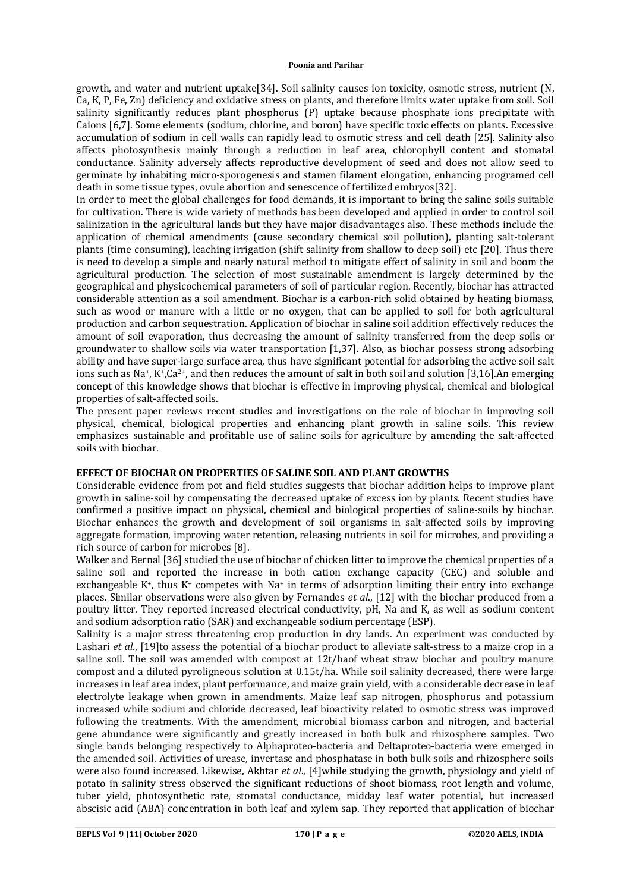growth, and water and nutrient uptake[34]. Soil salinity causes ion toxicity, osmotic stress, nutrient (N, Ca, K, P, Fe, Zn) deficiency and oxidative stress on plants, and therefore limits water uptake from soil. Soil salinity significantly reduces plant phosphorus (P) uptake because phosphate ions precipitate with Caions [6,7]. Some elements (sodium, chlorine, and boron) have specific toxic effects on plants. Excessive accumulation of sodium in cell walls can rapidly lead to osmotic stress and cell death [25]. Salinity also affects photosynthesis mainly through a reduction in leaf area, chlorophyll content and stomatal conductance. Salinity adversely affects reproductive development of seed and does not allow seed to germinate by inhabiting micro-sporogenesis and stamen filament elongation, enhancing programed cell death in some tissue types, ovule abortion and senescence of fertilized embryos[32].

In order to meet the global challenges for food demands, it is important to bring the saline soils suitable for cultivation. There is wide variety of methods has been developed and applied in order to control soil salinization in the agricultural lands but they have major disadvantages also. These methods include the application of chemical amendments (cause secondary chemical soil pollution), planting salt-tolerant plants (time consuming), leaching irrigation (shift salinity from shallow to deep soil) etc [20]. Thus there is need to develop a simple and nearly natural method to mitigate effect of salinity in soil and boom the agricultural production. The selection of most sustainable amendment is largely determined by the geographical and physicochemical parameters of soil of particular region. Recently, biochar has attracted considerable attention as a soil amendment. Biochar is a carbon-rich solid obtained by heating biomass, such as wood or manure with a little or no oxygen, that can be applied to soil for both agricultural production and carbon sequestration. Application of biochar in saline soil addition effectively reduces the amount of soil evaporation, thus decreasing the amount of salinity transferred from the deep soils or groundwater to shallow soils via water transportation [1,37]. Also, as biochar possess strong adsorbing ability and have super-large surface area, thus have significant potential for adsorbing the active soil salt ions such as $Na^+$, $K^+$,$Ca^{2+}$, and then reduces the amount of salt in both soil and solution [3,16].An emerging concept of this knowledge shows that biochar is effective in improving physical, chemical and biological properties of salt-affected soils.

The present paper reviews recent studies and investigations on the role of biochar in improving soil physical, chemical, biological properties and enhancing plant growth in saline soils. This review emphasizes sustainable and profitable use of saline soils for agriculture by amending the salt-affected soils with biochar.

## EFFECT OF BIOCHAR ON PROPERTIES OF SALINE SOIL AND PLANT GROWTHS

Considerable evidence from pot and field studies suggests that biochar addition helps to improve plant growth in saline-soil by compensating the decreased uptake of excess ion by plants. Recent studies have confirmed a positive impact on physical, chemical and biological properties of saline-soils by biochar. Biochar enhances the growth and development of soil organisms in salt-affected soils by improving aggregate formation, improving water retention, releasing nutrients in soil for microbes, and providing a rich source of carbon for microbes [8].

Walker and Bernal [36] studied the use of biochar of chicken litter to improve the chemical properties of a saline soil and reported the increase in both cation exchange capacity (CEC) and soluble and exchangeable $K^+$, thus $K^+$ competes with $Na^+$ in terms of adsorption limiting their entry into exchange places. Similar observations were also given by Fernandes *et al.*, [12] with the biochar produced from a poultry litter. They reported increased electrical conductivity, pH, Na and K, as well as sodium content and sodium adsorption ratio (SAR) and exchangeable sodium percentage (ESP).

Salinity is a major stress threatening crop production in dry lands. An experiment was conducted by Lashari *et al.*, [19]to assess the potential of a biochar product to alleviate salt-stress to a maize crop in a saline soil. The soil was amended with compost at 12t/haof wheat straw biochar and poultry manure compost and a diluted pyroligneous solution at 0.15t/ha. While soil salinity decreased, there were large increases in leaf area index, plant performance, and maize grain yield, with a considerable decrease in leaf electrolyte leakage when grown in amendments. Maize leaf sap nitrogen, phosphorus and potassium increased while sodium and chloride decreased, leaf bioactivity related to osmotic stress was improved following the treatments. With the amendment, microbial biomass carbon and nitrogen, and bacterial gene abundance were significantly and greatly increased in both bulk and rhizosphere samples. Two single bands belonging respectively to Alphaproteo-bacteria and Deltaproteo-bacteria were emerged in the amended soil. Activities of urease, invertase and phosphatase in both bulk soils and rhizosphere soils were also found increased. Likewise, Akhtar *et al*., [4]while studying the growth, physiology and yield of potato in salinity stress observed the significant reductions of shoot biomass, root length and volume, tuber yield, photosynthetic rate, stomatal conductance, midday leaf water potential, but increased abscisic acid (ABA) concentration in both leaf and xylem sap. They reported that application of biochar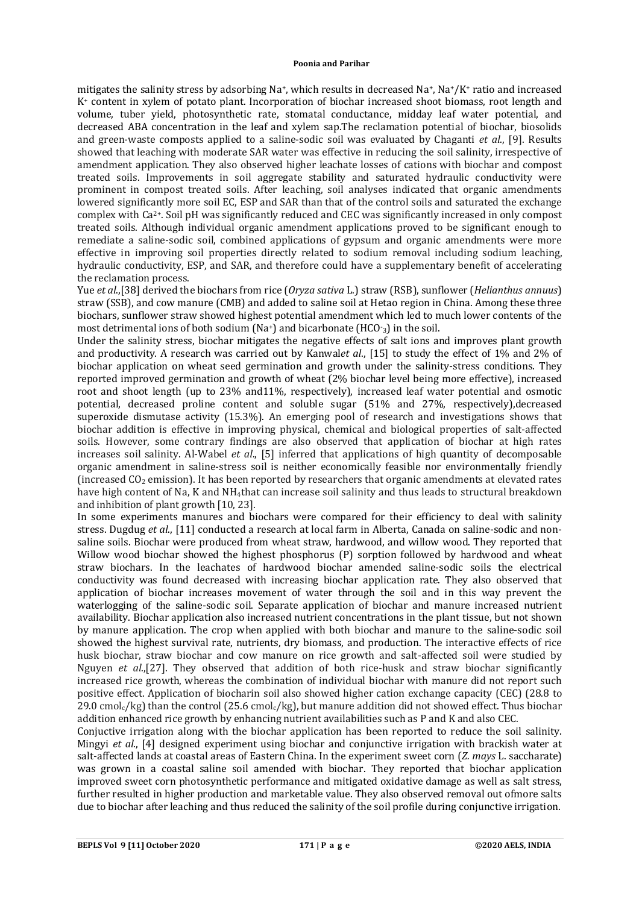mitigates the salinity stress by adsorbing $Na^+$, which results in decreased $Na^+$, $Na^+/K^+$ ratio and increased $K^+$ content in xylem of potato plant. Incorporation of biochar increased shoot biomass, root length and volume, tuber yield, photosynthetic rate, stomatal conductance, midday leaf water potential, and decreased ABA concentration in the leaf and xylem sap.The reclamation potential of biochar, biosolids and green-waste composts applied to a saline-sodic soil was evaluated by Chaganti *et al*., [9]. Results showed that leaching with moderate SAR water was effective in reducing the soil salinity, irrespective of amendment application. They also observed higher leachate losses of cations with biochar and compost treated soils. Improvements in soil aggregate stability and saturated hydraulic conductivity were prominent in compost treated soils. After leaching, soil analyses indicated that organic amendments lowered significantly more soil EC, ESP and SAR than that of the control soils and saturated the exchange complex with $Ca^{2+}$. Soil pH was significantly reduced and CEC was significantly increased in only compost treated soils. Although individual organic amendment applications proved to be significant enough to remediate a saline-sodic soil, combined applications of gypsum and organic amendments were more effective in improving soil properties directly related to sodium removal including sodium leaching, hydraulic conductivity, ESP, and SAR, and therefore could have a supplementary benefit of accelerating the reclamation process.

Yue *et al*.,[38] derived the biochars from rice (*Oryza sativa* L.) straw (RSB), sunflower (*Helianthus annuus*) straw (SSB), and cow manure (CMB) and added to saline soil at Hetao region in China. Among these three biochars, sunflower straw showed highest potential amendment which led to much lower contents of the most detrimental ions of both sodium ($Na^+$) and bicarbonate ($HCO^-_3$) in the soil.

Under the salinity stress, biochar mitigates the negative effects of salt ions and improves plant growth and productivity. A research was carried out by Kanwal*et al*., [15] to study the effect of 1% and 2% of biochar application on wheat seed germination and growth under the salinity-stress conditions. They reported improved germination and growth of wheat (2% biochar level being more effective), increased root and shoot length (up to 23% and11%, respectively), increased leaf water potential and osmotic potential, decreased proline content and soluble sugar (51% and 27%, respectively),decreased superoxide dismutase activity (15.3%). An emerging pool of research and investigations shows that biochar addition is effective in improving physical, chemical and biological properties of salt-affected soils. However, some contrary findings are also observed that application of biochar at high rates increases soil salinity. Al-Wabel *et al*., [5] inferred that applications of high quantity of decomposable organic amendment in saline-stress soil is neither economically feasible nor environmentally friendly (increased $CO_2$ emission). It has been reported by researchers that organic amendments at elevated rates have high content of Na, K and $NH_4$that can increase soil salinity and thus leads to structural breakdown and inhibition of plant growth [10, 23].

In some experiments manures and biochars were compared for their efficiency to deal with salinity stress. Dugdug *et al*., [11] conducted a research at local farm in Alberta, Canada on saline-sodic and non-saline soils. Biochar were produced from wheat straw, hardwood, and willow wood. They reported that Willow wood biochar showed the highest phosphorus (P) sorption followed by hardwood and wheat straw biochars. In the leachates of hardwood biochar amended saline-sodic soils the electrical conductivity was found decreased with increasing biochar application rate. They also observed that application of biochar increases movement of water through the soil and in this way prevent the waterlogging of the saline-sodic soil. Separate application of biochar and manure increased nutrient availability. Biochar application also increased nutrient concentrations in the plant tissue, but not shown by manure application. The crop when applied with both biochar and manure to the saline-sodic soil showed the highest survival rate, nutrients, dry biomass, and production. The interactive effects of rice husk biochar, straw biochar and cow manure on rice growth and salt-affected soil were studied by Nguyen *et al*.,[27]. They observed that addition of both rice-husk and straw biochar significantly increased rice growth, whereas the combination of individual biochar with manure did not report such positive effect. Application of biocharin soil also showed higher cation exchange capacity (CEC) (28.8 to 29.0 $cmol_c/kg$) than the control (25.6 $cmol_c/kg$), but manure addition did not showed effect. Thus biochar addition enhanced rice growth by enhancing nutrient availabilities such as P and K and also CEC.

Conjuctive irrigation along with the biochar application has been reported to reduce the soil salinity. Mingyi *et al*., [4] designed experiment using biochar and conjunctive irrigation with brackish water at salt-affected lands at coastal areas of Eastern China. In the experiment sweet corn (*Z. mays* L. saccharate) was grown in a coastal saline soil amended with biochar. They reported that biochar application improved sweet corn photosynthetic performance and mitigated oxidative damage as well as salt stress, further resulted in higher production and marketable value. They also observed removal out ofmore salts due to biochar after leaching and thus reduced the salinity of the soil profile during conjunctive irrigation.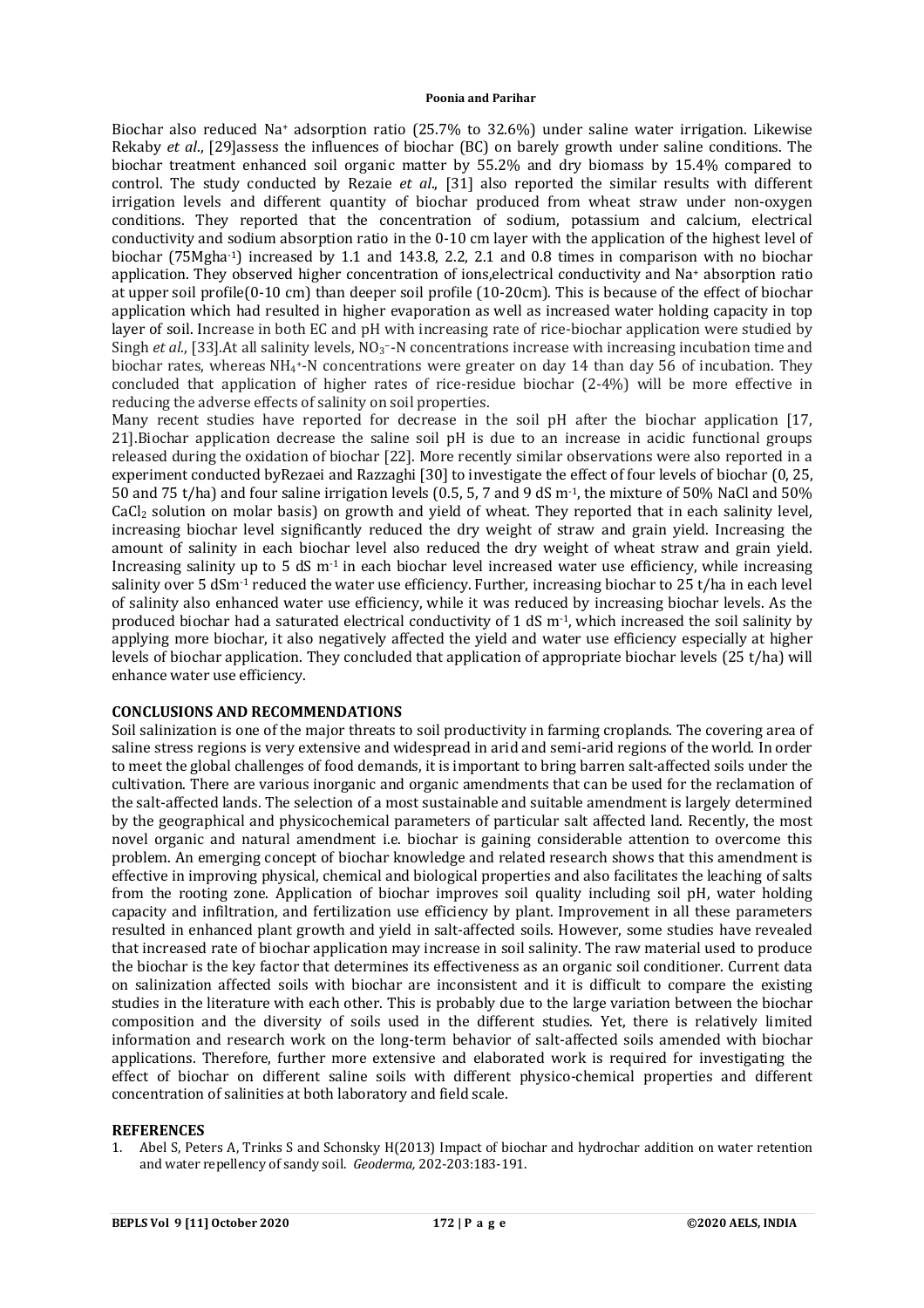Biochar also reduced $Na^+$ adsorption ratio (25.7% to 32.6%) under saline water irrigation. Likewise Rekaby *et al*., [29]assess the influences of biochar (BC) on barely growth under saline conditions. The biochar treatment enhanced soil organic matter by 55.2% and dry biomass by 15.4% compared to control. The study conducted by Rezaie *et al*., [31] also reported the similar results with different irrigation levels and different quantity of biochar produced from wheat straw under non-oxygen conditions. They reported that the concentration of sodium, potassium and calcium, electrical conductivity and sodium absorption ratio in the 0-10 cm layer with the application of the highest level of biochar (75Mgha$^{-1}$) increased by 1.1 and 143.8, 2.2, 2.1 and 0.8 times in comparison with no biochar application. They observed higher concentration of ions,electrical conductivity and $Na^+$ absorption ratio at upper soil profile(0-10 cm) than deeper soil profile (10-20cm). This is because of the effect of biochar application which had resulted in higher evaporation as well as increased water holding capacity in top layer of soil. Increase in both EC and pH with increasing rate of rice-biochar application were studied by Singh *et al*., [33].At all salinity levels, $NO_3^-$-N concentrations increase with increasing incubation time and biochar rates, whereas $NH_4^+$-N concentrations were greater on day 14 than day 56 of incubation. They concluded that application of higher rates of rice-residue biochar (2-4%) will be more effective in reducing the adverse effects of salinity on soil properties.

Many recent studies have reported for decrease in the soil pH after the biochar application [17, 21].Biochar application decrease the saline soil pH is due to an increase in acidic functional groups released during the oxidation of biochar [22]. More recently similar observations were also reported in a experiment conducted byRezaei and Razzaghi [30] to investigate the effect of four levels of biochar (0, 25, 50 and 75 t/ha) and four saline irrigation levels (0.5, 5, 7 and 9 dS m$^{-1}$, the mixture of 50% NaCl and 50% $CaCl_2$ solution on molar basis) on growth and yield of wheat. They reported that in each salinity level, increasing biochar level significantly reduced the dry weight of straw and grain yield. Increasing the amount of salinity in each biochar level also reduced the dry weight of wheat straw and grain yield. Increasing salinity up to 5 dS m$^{-1}$ in each biochar level increased water use efficiency, while increasing salinity over 5 dSm$^{-1}$ reduced the water use efficiency. Further, increasing biochar to 25 t/ha in each level of salinity also enhanced water use efficiency, while it was reduced by increasing biochar levels. As the produced biochar had a saturated electrical conductivity of 1 dS m$^{-1}$, which increased the soil salinity by applying more biochar, it also negatively affected the yield and water use efficiency especially at higher levels of biochar application. They concluded that application of appropriate biochar levels (25 t/ha) will enhance water use efficiency.

## CONCLUSIONS AND RECOMMENDATIONS

Soil salinization is one of the major threats to soil productivity in farming croplands. The covering area of saline stress regions is very extensive and widespread in arid and semi-arid regions of the world. In order to meet the global challenges of food demands, it is important to bring barren salt-affected soils under the cultivation. There are various inorganic and organic amendments that can be used for the reclamation of the salt-affected lands. The selection of a most sustainable and suitable amendment is largely determined by the geographical and physicochemical parameters of particular salt affected land. Recently, the most novel organic and natural amendment i.e. biochar is gaining considerable attention to overcome this problem. An emerging concept of biochar knowledge and related research shows that this amendment is effective in improving physical, chemical and biological properties and also facilitates the leaching of salts from the rooting zone. Application of biochar improves soil quality including soil pH, water holding capacity and infiltration, and fertilization use efficiency by plant. Improvement in all these parameters resulted in enhanced plant growth and yield in salt-affected soils. However, some studies have revealed that increased rate of biochar application may increase in soil salinity. The raw material used to produce the biochar is the key factor that determines its effectiveness as an organic soil conditioner. Current data on salinization affected soils with biochar are inconsistent and it is difficult to compare the existing studies in the literature with each other. This is probably due to the large variation between the biochar composition and the diversity of soils used in the different studies. Yet, there is relatively limited information and research work on the long-term behavior of salt-affected soils amended with biochar applications. Therefore, further more extensive and elaborated work is required for investigating the effect of biochar on different saline soils with different physico-chemical properties and different concentration of salinities at both laboratory and field scale.

## REFERENCES

1. Abel S, Peters A, Trinks S and Schonsky H(2013) Impact of biochar and hydrochar addition on water retention and water repellency of sandy soil. *Geoderma,* 202-203:183-191.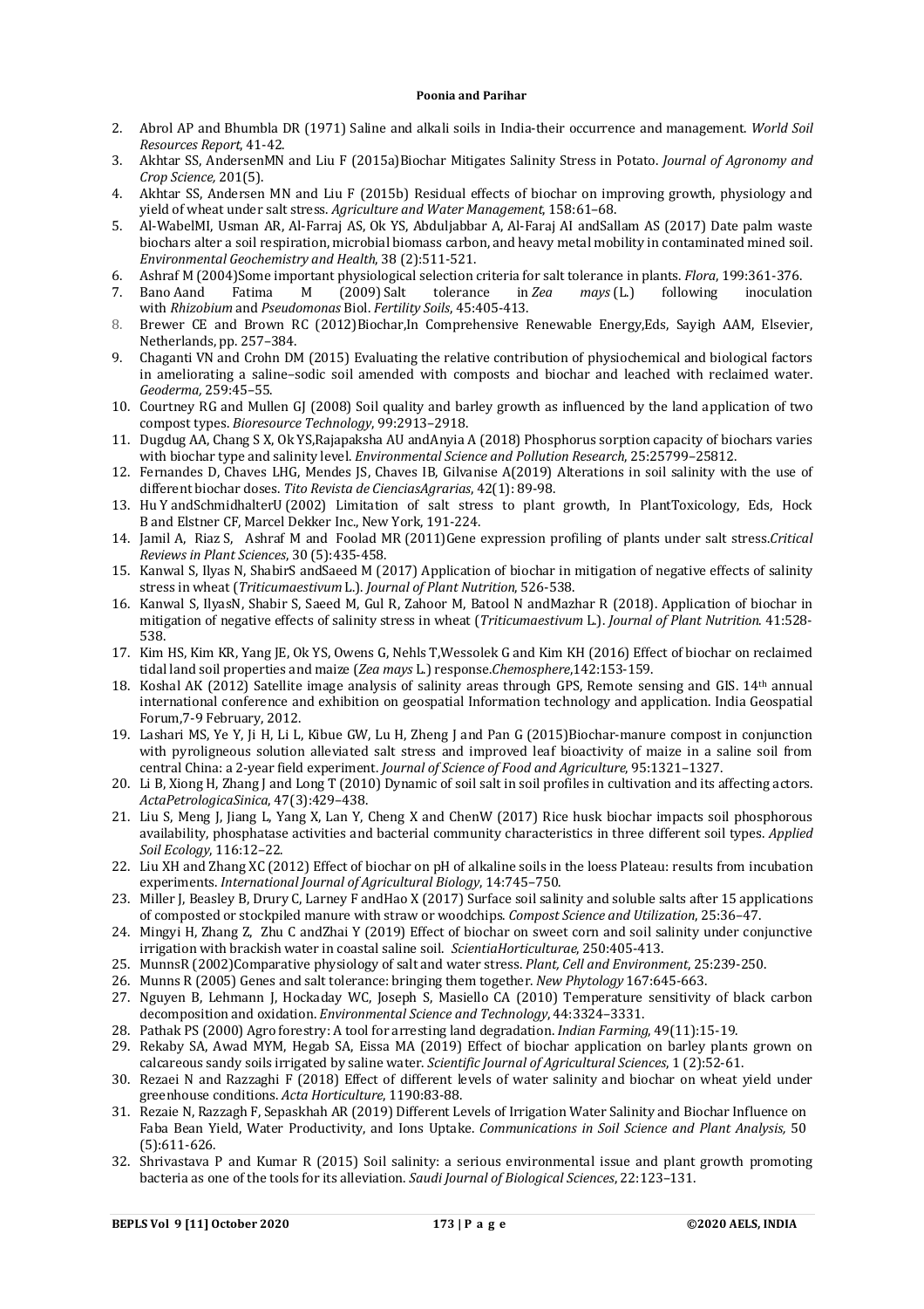2. Abrol AP and Bhumbla DR (1971) Saline and alkali soils in India-their occurrence and management. *World Soil Resources Report*, 41-42.
3. Akhtar SS, AndersenMN and Liu F (2015a)Biochar Mitigates Salinity Stress in Potato. *Journal of Agronomy and Crop Science,* 201(5).
4. Akhtar SS, Andersen MN and Liu F (2015b) Residual effects of biochar on improving growth, physiology and yield of wheat under salt stress. *Agriculture and Water Management*, 158:61–68.
5. Al-WabelMI, Usman AR, Al-Farraj AS, Ok YS, Abduljabbar A, Al-Faraj AI andSallam AS (2017) Date palm waste biochars alter a soil respiration, microbial biomass carbon, and heavy metal mobility in contaminated mined soil. *Environmental Geochemistry and Health*, 38 (2):511-521.
6. Ashraf M (2004)Some important physiological selection criteria for salt tolerance in plants. *Flora*, 199:361-376.
7. Bano Aand Fatima M (2009) Salt tolerance in *Zea mays* (L.) following inoculation with *Rhizobium* and *Pseudomonas* Biol. *Fertility Soils*, 45:405-413.
8. Brewer CE and Brown RC (2012)Biochar,In Comprehensive Renewable Energy,Eds, Sayigh AAM, Elsevier, Netherlands, pp. 257–384.
9. Chaganti VN and Crohn DM (2015) Evaluating the relative contribution of physiochemical and biological factors in ameliorating a saline–sodic soil amended with composts and biochar and leached with reclaimed water. *Geoderma,* 259:45–55.
10. Courtney RG and Mullen GJ (2008) Soil quality and barley growth as influenced by the land application of two compost types. *Bioresource Technology*, 99:2913–2918.
11. Dugdug AA, Chang S X, Ok YS,Rajapaksha AU andAnyia A (2018) Phosphorus sorption capacity of biochars varies with biochar type and salinity level. *Environmental Science and Pollution Research*, 25:25799–25812.
12. Fernandes D, Chaves LHG, Mendes JS, Chaves IB, Gilvanise A(2019) Alterations in soil salinity with the use of different biochar doses. *Tito Revista de CienciasAgrarias*, 42(1): 89-98.
13. Hu Y andSchmidhalterU (2002) Limitation of salt stress to plant growth, In PlantToxicology, Eds, Hock B and Elstner CF, Marcel Dekker Inc., New York, 191-224.
14. Jamil A, Riaz S, Ashraf M and Foolad MR (2011)Gene expression profiling of plants under salt stress.*Critical Reviews in Plant Sciences*, 30 (5):435-458.
15. Kanwal S, Ilyas N, ShabirS andSaeed M (2017) Application of biochar in mitigation of negative effects of salinity stress in wheat (*Triticumaestivum* L.). *Journal of Plant Nutrition*, 526-538.
16. Kanwal S, IlyasN, Shabir S, Saeed M, Gul R, Zahoor M, Batool N andMazhar R (2018). Application of biochar in mitigation of negative effects of salinity stress in wheat (*Triticumaestivum* L.). *Journal of Plant Nutrition.* 41:528-538.
17. Kim HS, Kim KR, Yang JE, Ok YS, Owens G, Nehls T,Wessolek G and Kim KH (2016) Effect of biochar on reclaimed tidal land soil properties and maize (*Zea mays* L.) response.*Chemosphere*,142:153-159.
18. Koshal AK (2012) Satellite image analysis of salinity areas through GPS, Remote sensing and GIS. 14th annual international conference and exhibition on geospatial Information technology and application. India Geospatial Forum,7-9 February, 2012.
19. Lashari MS, Ye Y, Ji H, Li L, Kibue GW, Lu H, Zheng J and Pan G (2015)Biochar-manure compost in conjunction with pyroligneous solution alleviated salt stress and improved leaf bioactivity of maize in a saline soil from central China: a 2-year field experiment. *Journal of Science of Food and Agriculture*, 95:1321–1327.
20. Li B, Xiong H, Zhang J and Long T (2010) Dynamic of soil salt in soil profiles in cultivation and its affecting actors. *ActaPetrologicaSinica*, 47(3):429–438.
21. Liu S, Meng J, Jiang L, Yang X, Lan Y, Cheng X and ChenW (2017) Rice husk biochar impacts soil phosphorous availability, phosphatase activities and bacterial community characteristics in three different soil types. *Applied Soil Ecology*, 116:12–22.
22. Liu XH and Zhang XC (2012) Effect of biochar on pH of alkaline soils in the loess Plateau: results from incubation experiments. *International Journal of Agricultural Biology*, 14:745–750.
23. Miller J, Beasley B, Drury C, Larney F andHao X (2017) Surface soil salinity and soluble salts after 15 applications of composted or stockpiled manure with straw or woodchips. *Compost Science and Utilization*, 25:36–47.
24. Mingyi H, Zhang Z, Zhu C andZhai Y (2019) Effect of biochar on sweet corn and soil salinity under conjunctive irrigation with brackish water in coastal saline soil. *ScientiaHorticulturae*, 250:405-413.
25. MunnsR (2002)Comparative physiology of salt and water stress. *Plant, Cell and Environment*, 25:239-250.
26. Munns R (2005) Genes and salt tolerance: bringing them together. *New Phytology* 167:645-663.
27. Nguyen B, Lehmann J, Hockaday WC, Joseph S, Masiello CA (2010) Temperature sensitivity of black carbon decomposition and oxidation. *Environmental Science and Technology*, 44:3324–3331.
28. Pathak PS (2000) Agro forestry: A tool for arresting land degradation. *Indian Farming*, 49(11):15-19.
29. Rekaby SA, Awad MYM, Hegab SA, Eissa MA (2019) Effect of biochar application on barley plants grown on calcareous sandy soils irrigated by saline water. *Scientific Journal of Agricultural Sciences*, 1 (2):52-61.
30. Rezaei N and Razzaghi F (2018) Effect of different levels of water salinity and biochar on wheat yield under greenhouse conditions. *Acta Horticulture*, 1190:83-88.
31. Rezaie N, Razzagh F, Sepaskhah AR (2019) Different Levels of Irrigation Water Salinity and Biochar Influence on Faba Bean Yield, Water Productivity, and Ions Uptake. *Communications in Soil Science and Plant Analysis,* 50 (5):611-626.
32. Shrivastava P and Kumar R (2015) Soil salinity: a serious environmental issue and plant growth promoting bacteria as one of the tools for its alleviation. *Saudi Journal of Biological Sciences*, 22:123–131.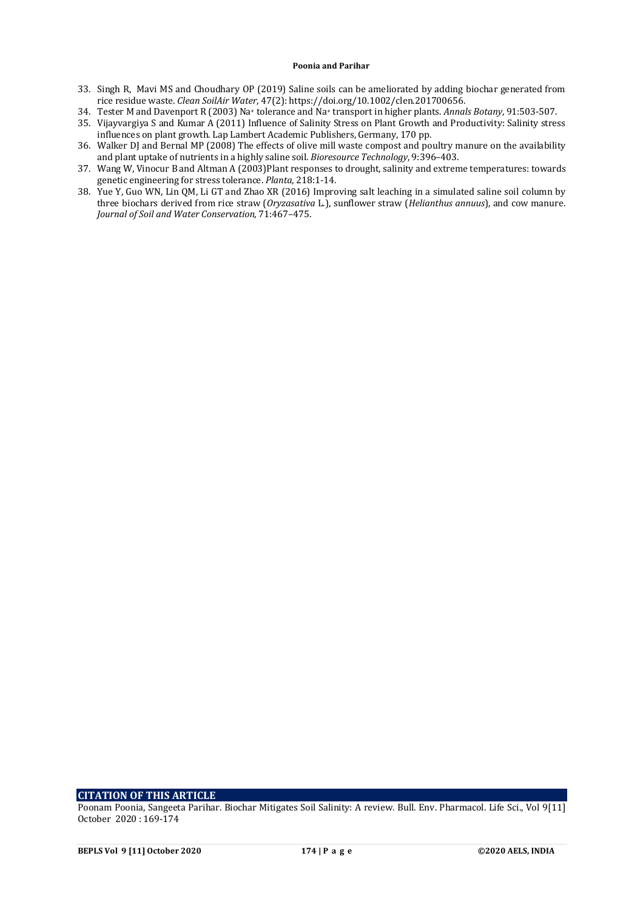33. Singh R, Mavi MS and Choudhary OP (2019) Saline soils can be ameliorated by adding biochar generated from rice residue waste. *Clean SoilAir Water*, 47(2): https://doi.org/10.1002/clen.201700656.
34. Tester M and Davenport R (2003) $Na^+$ tolerance and $Na^+$ transport in higher plants. *Annals Botany*, 91:503-507.
35. Vijayvargiya S and Kumar A (2011) Influence of Salinity Stress on Plant Growth and Productivity: Salinity stress influences on plant growth. Lap Lambert Academic Publishers, Germany, 170 pp.
36. Walker DJ and Bernal MP (2008) The effects of olive mill waste compost and poultry manure on the availability and plant uptake of nutrients in a highly saline soil. *Bioresource Technology*, 9:396–403.
37. Wang W, Vinocur B and Altman A (2003)Plant responses to drought, salinity and extreme temperatures: towards genetic engineering for stress tolerance. *Planta*, 218:1-14.
38. Yue Y, Guo WN, Lin QM, Li GT and Zhao XR (2016) Improving salt leaching in a simulated saline soil column by three biochars derived from rice straw (*Oryzasativa* L.), sunflower straw (*Helianthus annuus*), and cow manure. *Journal of Soil and Water Conservation*, 71:467–475.

**CITATION OF THIS ARTICLE**

Poonam Poonia, Sangeeta Parihar. Biochar Mitigates Soil Salinity: A review. Bull. Env. Pharmacol. Life Sci., Vol 9[11] October 2020 : 169-174